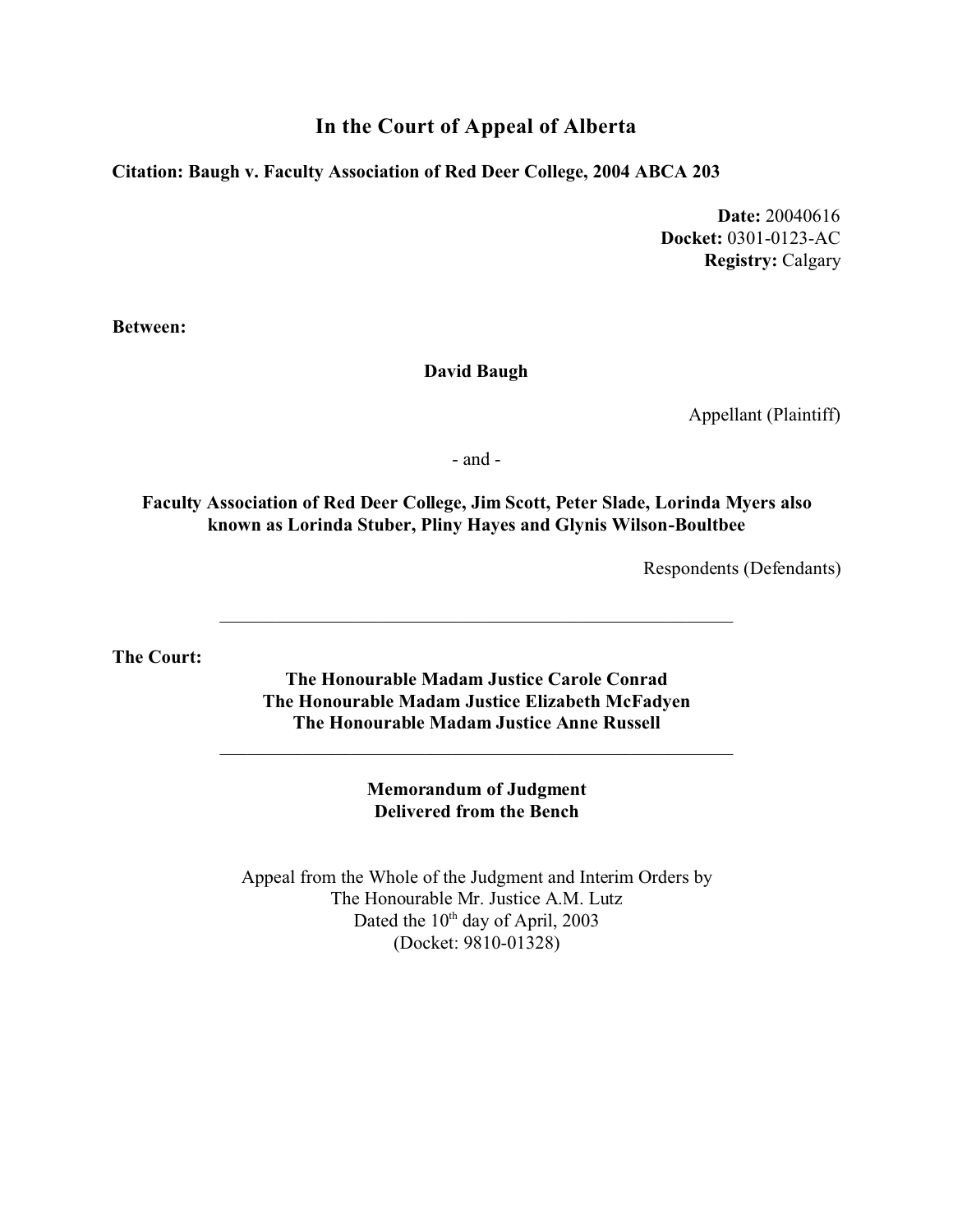# In the Court of Appeal of Alberta

**Citation: Baugh v. Faculty Association of Red Deer College, 2004 ABCA 203**

**Date:** 20040616
**Docket:** 0301-0123-AC
**Registry:** Calgary

**Between:**

**David Baugh**

Appellant (Plaintiff)

\- and -

**Faculty Association of Red Deer College, Jim Scott, Peter Slade, Lorinda Myers also known as Lorinda Stuber, Pliny Hayes and Glynis Wilson-Boultbee**

Respondents (Defendants)

---

**The Court:**

**The Honourable Madam Justice Carole Conrad**
**The Honourable Madam Justice Elizabeth McFadyen**
**The Honourable Madam Justice Anne Russell**

---

**Memorandum of Judgment**
**Delivered from the Bench**

Appeal from the Whole of the Judgment and Interim Orders by
The Honourable Mr. Justice A.M. Lutz
Dated the 10th day of April, 2003
(Docket: 9810-01328)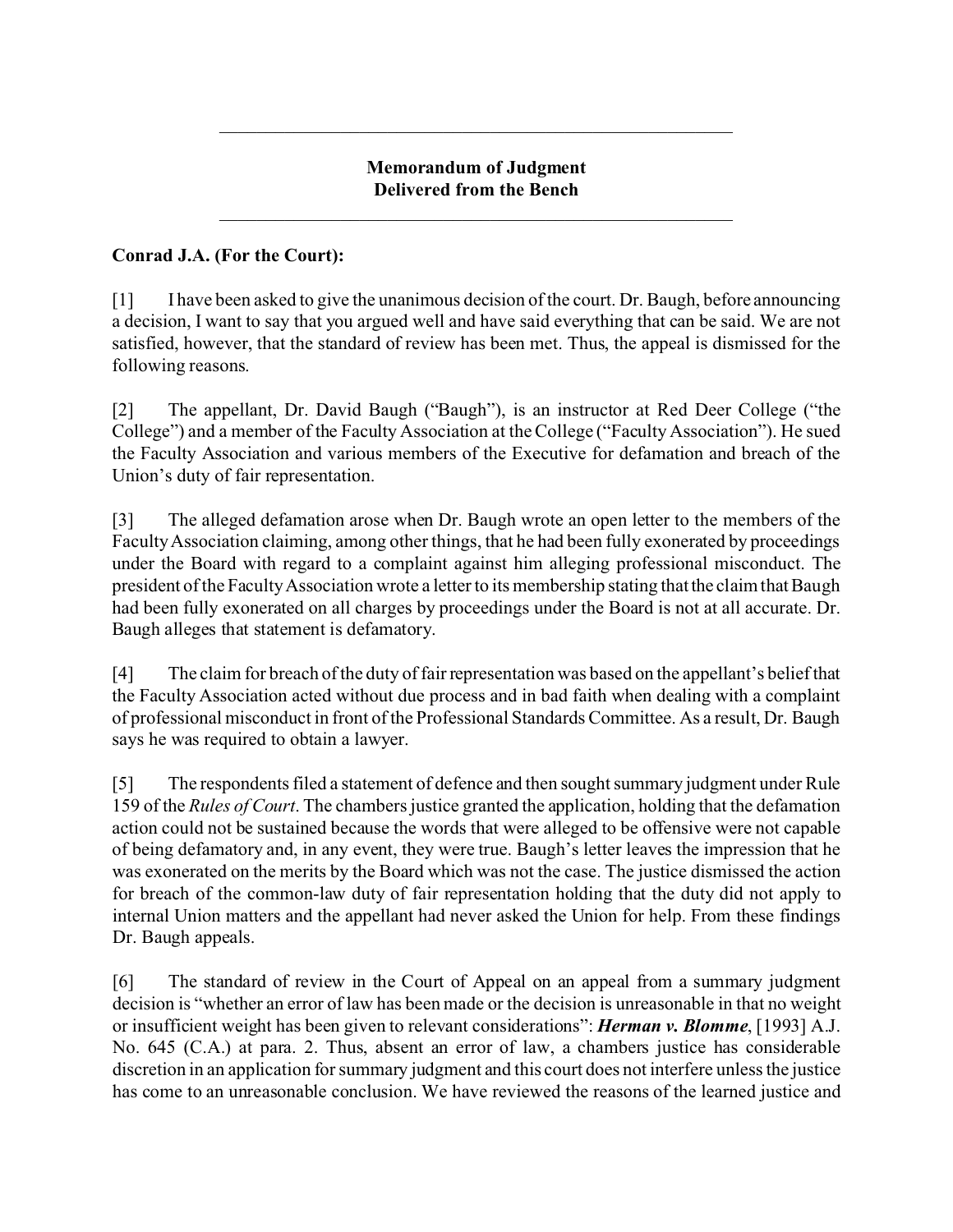---

**Memorandum of Judgment**
**Delivered from the Bench**

---

**Conrad J.A. (For the Court):**

[1] I have been asked to give the unanimous decision of the court. Dr. Baugh, before announcing a decision, I want to say that you argued well and have said everything that can be said. We are not satisfied, however, that the standard of review has been met. Thus, the appeal is dismissed for the following reasons.

[2] The appellant, Dr. David Baugh ("Baugh"), is an instructor at Red Deer College ("the College") and a member of the Faculty Association at the College ("Faculty Association"). He sued the Faculty Association and various members of the Executive for defamation and breach of the Union's duty of fair representation.

[3] The alleged defamation arose when Dr. Baugh wrote an open letter to the members of the Faculty Association claiming, among other things, that he had been fully exonerated by proceedings under the Board with regard to a complaint against him alleging professional misconduct. The president of the Faculty Association wrote a letter to its membership stating that the claim that Baugh had been fully exonerated on all charges by proceedings under the Board is not at all accurate. Dr. Baugh alleges that statement is defamatory.

[4] The claim for breach of the duty of fair representation was based on the appellant's belief that the Faculty Association acted without due process and in bad faith when dealing with a complaint of professional misconduct in front of the Professional Standards Committee. As a result, Dr. Baugh says he was required to obtain a lawyer.

[5] The respondents filed a statement of defence and then sought summary judgment under Rule 159 of the *Rules of Court*. The chambers justice granted the application, holding that the defamation action could not be sustained because the words that were alleged to be offensive were not capable of being defamatory and, in any event, they were true. Baugh's letter leaves the impression that he was exonerated on the merits by the Board which was not the case. The justice dismissed the action for breach of the common-law duty of fair representation holding that the duty did not apply to internal Union matters and the appellant had never asked the Union for help. From these findings Dr. Baugh appeals.

[6] The standard of review in the Court of Appeal on an appeal from a summary judgment decision is "whether an error of law has been made or the decision is unreasonable in that no weight or insufficient weight has been given to relevant considerations": ***Herman v. Blomme***, [1993] A.J. No. 645 (C.A.) at para. 2. Thus, absent an error of law, a chambers justice has considerable discretion in an application for summary judgment and this court does not interfere unless the justice has come to an unreasonable conclusion. We have reviewed the reasons of the learned justice and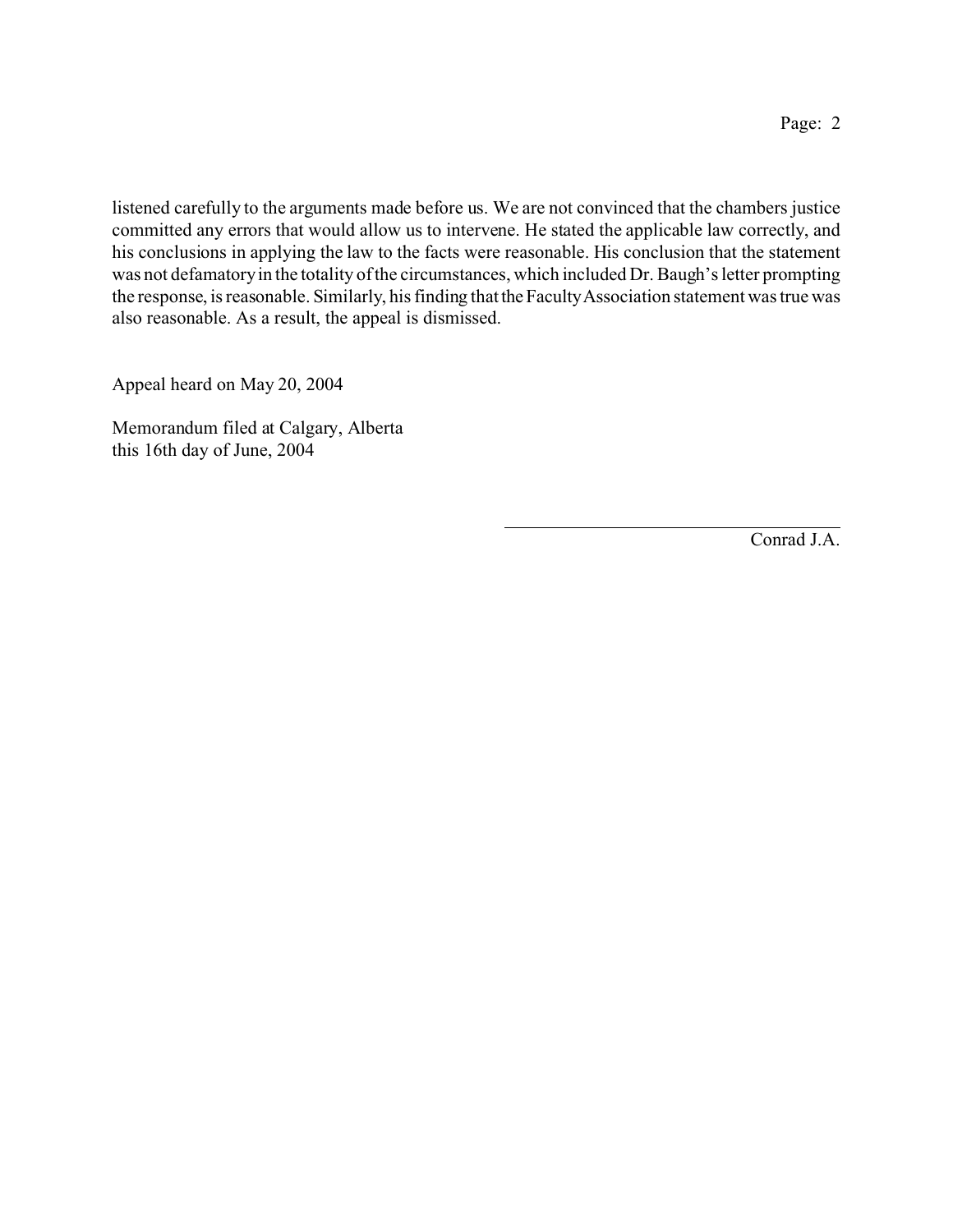listened carefully to the arguments made before us. We are not convinced that the chambers justice committed any errors that would allow us to intervene. He stated the applicable law correctly, and his conclusions in applying the law to the facts were reasonable. His conclusion that the statement was not defamatory in the totality of the circumstances, which included Dr. Baugh's letter prompting the response, is reasonable. Similarly, his finding that the Faculty Association statement was true was also reasonable. As a result, the appeal is dismissed.

Appeal heard on May 20, 2004

Memorandum filed at Calgary, Alberta
this 16th day of June, 2004

Conrad J.A.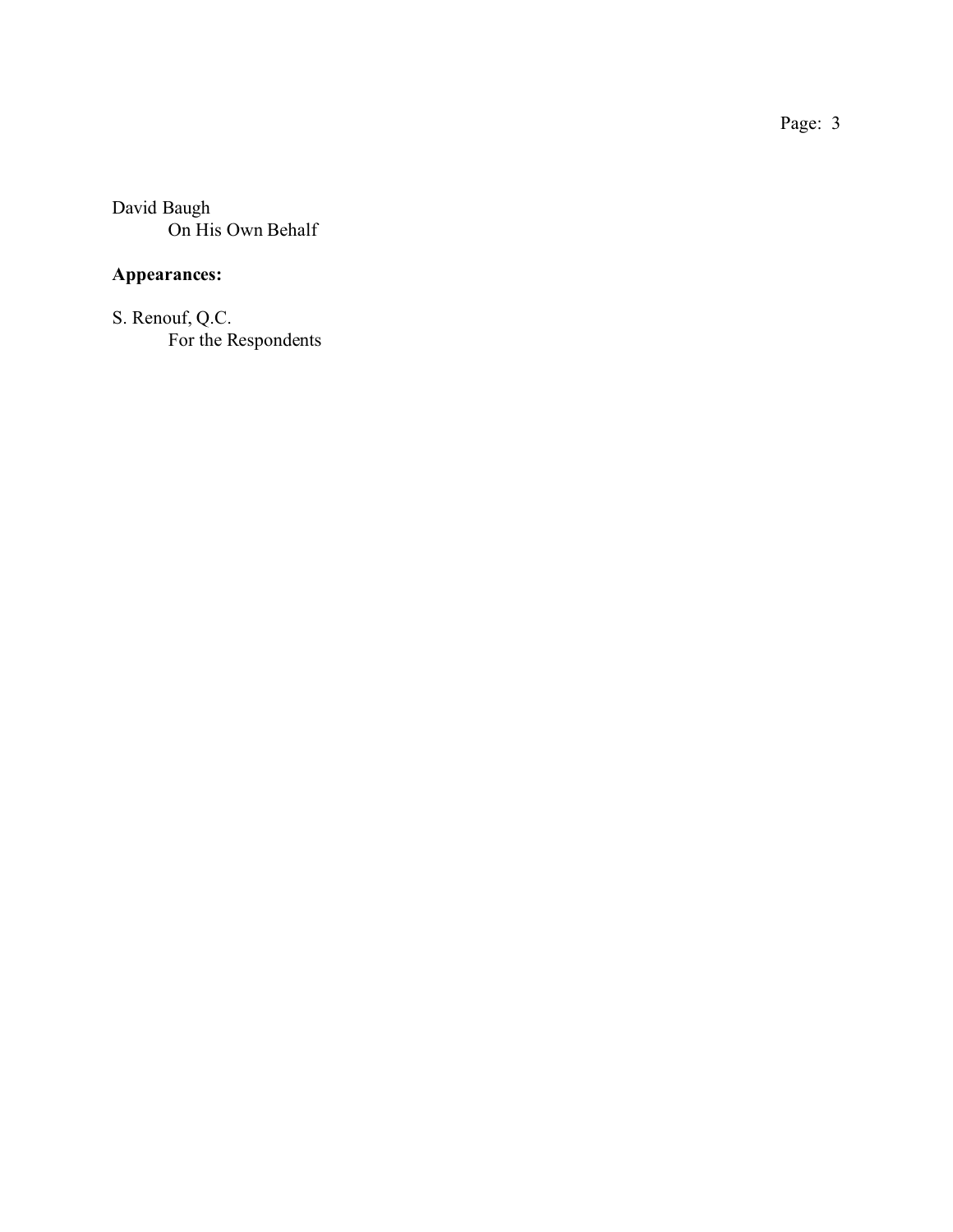David Baugh
    On His Own Behalf

**Appearances:**

S. Renouf, Q.C.
    For the Respondents